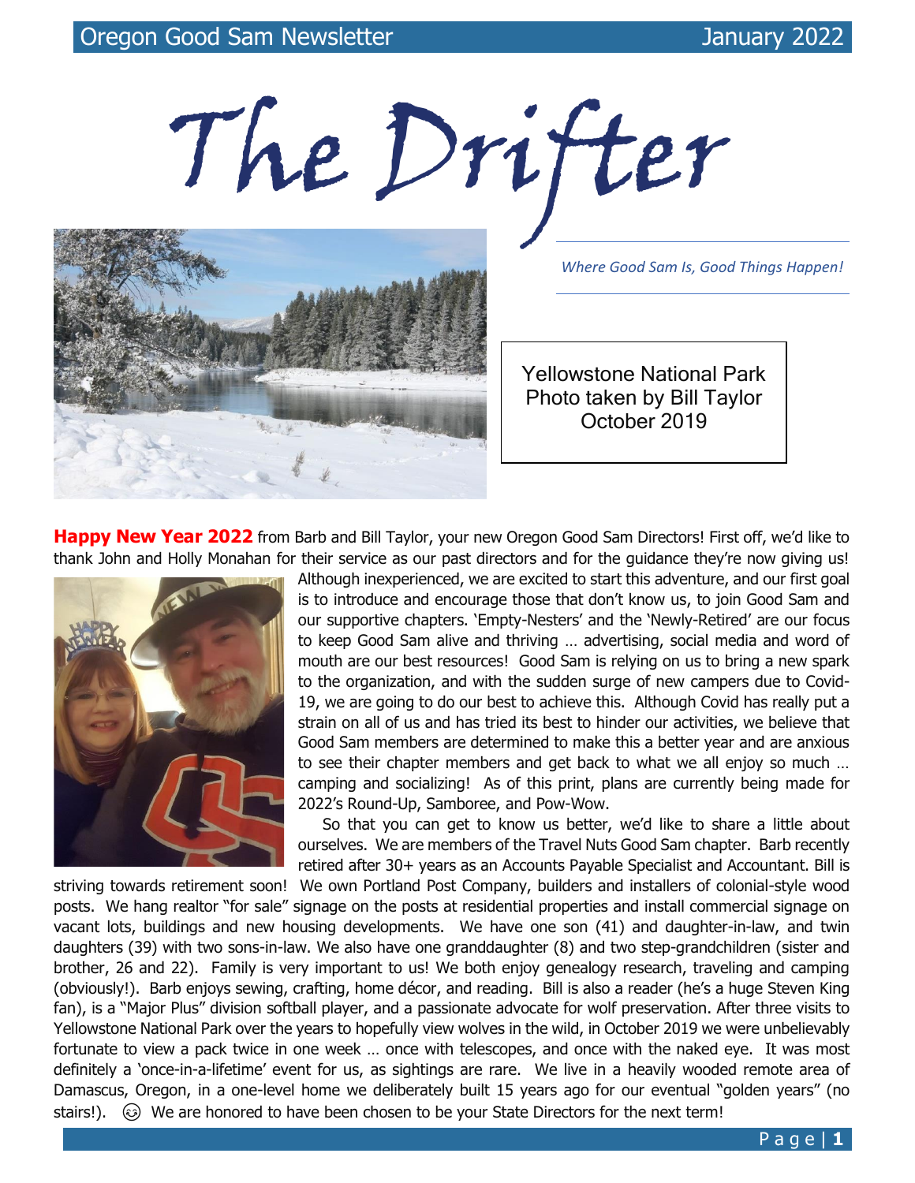# The Drifter

*Where Good Sam Is, Good Things Happen!*

Yellowstone National Park
Photo taken by Bill Taylor
October 2019

**Happy New Year 2022** from Barb and Bill Taylor, your new Oregon Good Sam Directors! First off, we'd like to thank John and Holly Monahan for their service as our past directors and for the guidance they're now giving us! Although inexperienced, we are excited to start this adventure, and our first goal is to introduce and encourage those that don't know us, to join Good Sam and our supportive chapters. 'Empty-Nesters' and the 'Newly-Retired' are our focus to keep Good Sam alive and thriving … advertising, social media and word of mouth are our best resources! Good Sam is relying on us to bring a new spark to the organization, and with the sudden surge of new campers due to Covid-19, we are going to do our best to achieve this. Although Covid has really put a strain on all of us and has tried its best to hinder our activities, we believe that Good Sam members are determined to make this a better year and are anxious to see their chapter members and get back to what we all enjoy so much … camping and socializing! As of this print, plans are currently being made for 2022's Round-Up, Samboree, and Pow-Wow.

So that you can get to know us better, we'd like to share a little about ourselves. We are members of the Travel Nuts Good Sam chapter. Barb recently retired after 30+ years as an Accounts Payable Specialist and Accountant. Bill is striving towards retirement soon! We own Portland Post Company, builders and installers of colonial-style wood posts. We hang realtor "for sale" signage on the posts at residential properties and install commercial signage on vacant lots, buildings and new housing developments. We have one son (41) and daughter-in-law, and twin daughters (39) with two sons-in-law. We also have one granddaughter (8) and two step-grandchildren (sister and brother, 26 and 22). Family is very important to us! We both enjoy genealogy research, traveling and camping (obviously!). Barb enjoys sewing, crafting, home décor, and reading. Bill is also a reader (he's a huge Steven King fan), is a "Major Plus" division softball player, and a passionate advocate for wolf preservation. After three visits to Yellowstone National Park over the years to hopefully view wolves in the wild, in October 2019 we were unbelievably fortunate to view a pack twice in one week … once with telescopes, and once with the naked eye. It was most definitely a 'once-in-a-lifetime' event for us, as sightings are rare. We live in a heavily wooded remote area of Damascus, Oregon, in a one-level home we deliberately built 15 years ago for our eventual "golden years" (no stairs!). ☺ We are honored to have been chosen to be your State Directors for the next term!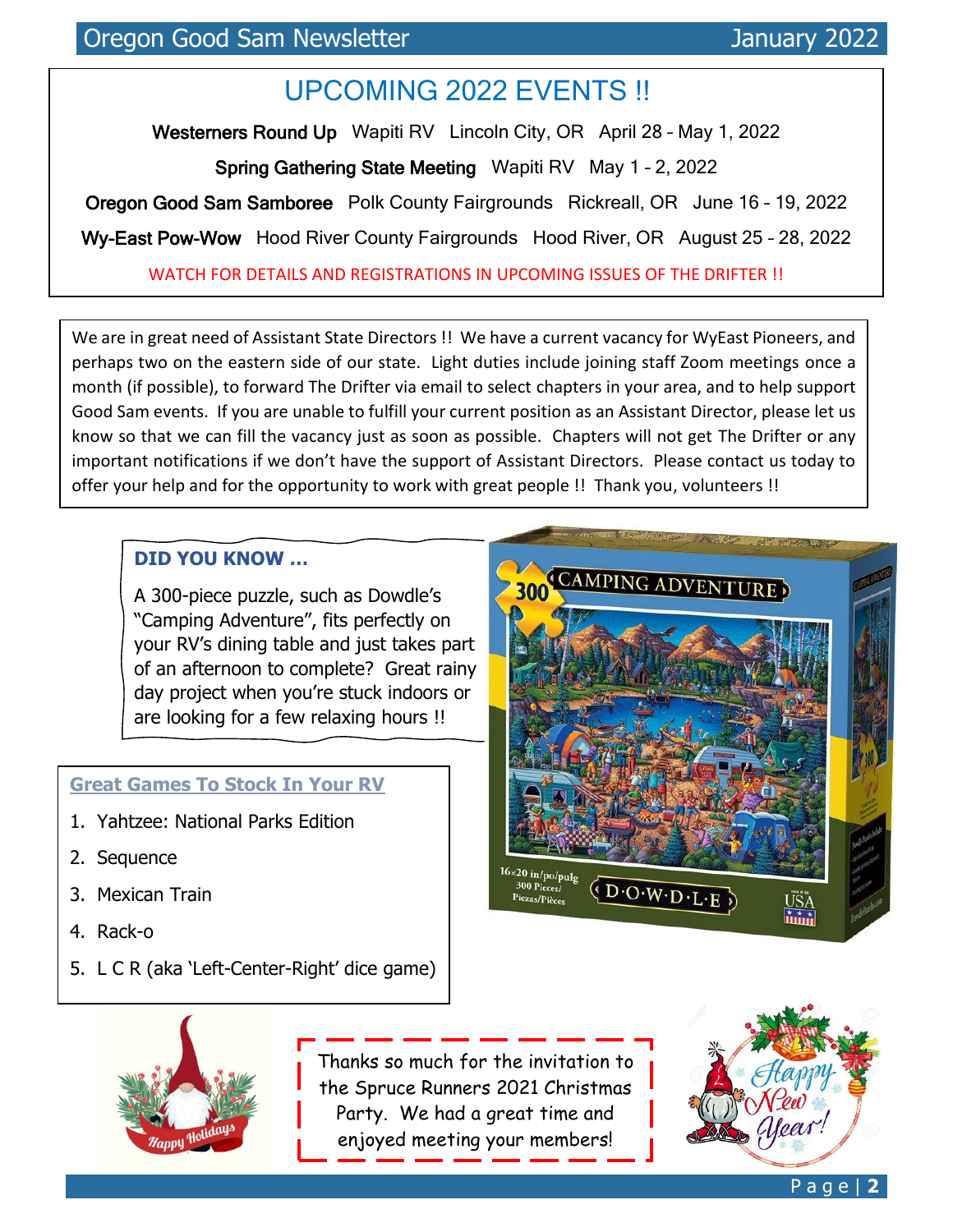# UPCOMING 2022 EVENTS !!

**Westerners Round Up** Wapiti RV Lincoln City, OR April 28 – May 1, 2022

**Spring Gathering State Meeting** Wapiti RV May 1 - 2, 2022

**Oregon Good Sam Samboree** Polk County Fairgrounds Rickreall, OR June 16 – 19, 2022

**Wy-East Pow-Wow** Hood River County Fairgrounds Hood River, OR August 25 – 28, 2022

WATCH FOR DETAILS AND REGISTRATIONS IN UPCOMING ISSUES OF THE DRIFTER !!

We are in great need of Assistant State Directors !! We have a current vacancy for WyEast Pioneers, and perhaps two on the eastern side of our state. Light duties include joining staff Zoom meetings once a month (if possible), to forward The Drifter via email to select chapters in your area, and to help support Good Sam events. If you are unable to fulfill your current position as an Assistant Director, please let us know so that we can fill the vacancy just as soon as possible. Chapters will not get The Drifter or any important notifications if we don't have the support of Assistant Directors. Please contact us today to offer your help and for the opportunity to work with great people !! Thank you, volunteers !!

**DID YOU KNOW …**

A 300-piece puzzle, such as Dowdle's "Camping Adventure", fits perfectly on your RV's dining table and just takes part of an afternoon to complete? Great rainy day project when you're stuck indoors or are looking for a few relaxing hours !!

**Great Games To Stock In Your RV**

1. Yahtzee: National Parks Edition
2. Sequence
3. Mexican Train
4. Rack-o
5. L C R (aka 'Left-Center-Right' dice game)

Thanks so much for the invitation to the Spruce Runners 2021 Christmas Party. We had a great time and enjoyed meeting your members!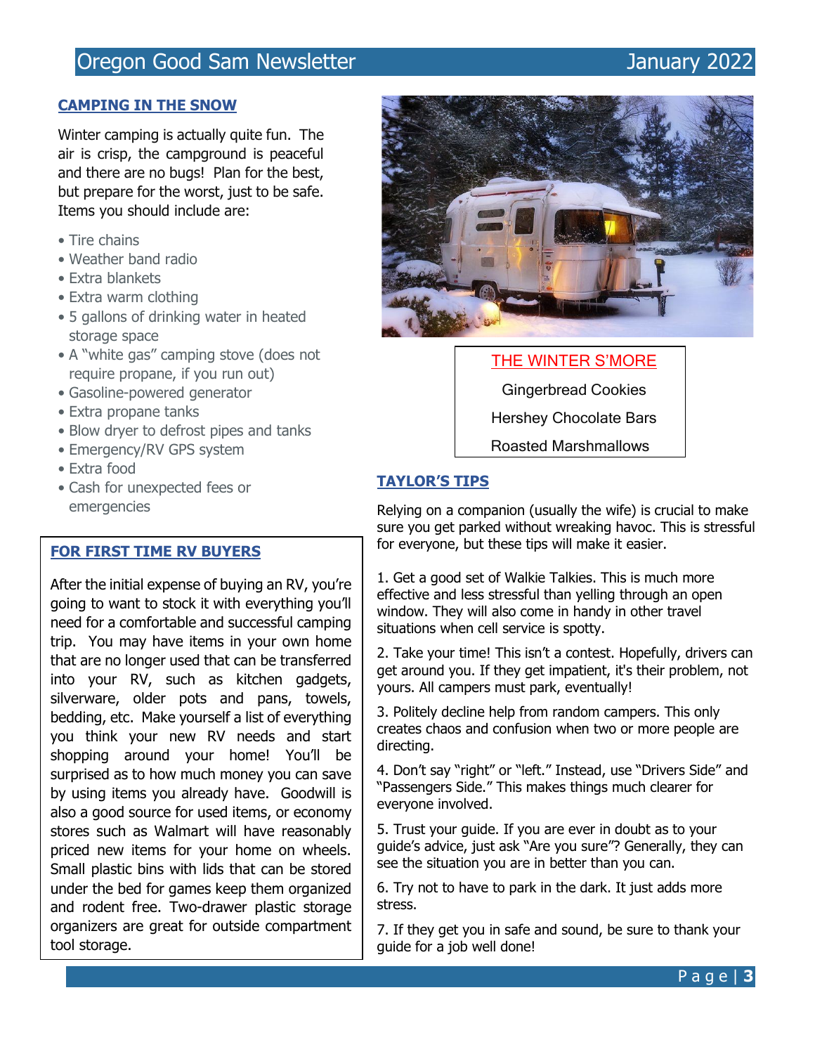## CAMPING IN THE SNOW

Winter camping is actually quite fun. The air is crisp, the campground is peaceful and there are no bugs! Plan for the best, but prepare for the worst, just to be safe. Items you should include are:

- Tire chains
- Weather band radio
- Extra blankets
- Extra warm clothing
- 5 gallons of drinking water in heated storage space
- A "white gas" camping stove (does not require propane, if you run out)
- Gasoline-powered generator
- Extra propane tanks
- Blow dryer to defrost pipes and tanks
- Emergency/RV GPS system
- Extra food
- Cash for unexpected fees or emergencies

## FOR FIRST TIME RV BUYERS

After the initial expense of buying an RV, you're going to want to stock it with everything you'll need for a comfortable and successful camping trip. You may have items in your own home that are no longer used that can be transferred into your RV, such as kitchen gadgets, silverware, older pots and pans, towels, bedding, etc. Make yourself a list of everything you think your new RV needs and start shopping around your home! You'll be surprised as to how much money you can save by using items you already have. Goodwill is also a good source for used items, or economy stores such as Walmart will have reasonably priced new items for your home on wheels. Small plastic bins with lids that can be stored under the bed for games keep them organized and rodent free. Two-drawer plastic storage organizers are great for outside compartment tool storage.

### THE WINTER S'MORE

Gingerbread Cookies

Hershey Chocolate Bars

Roasted Marshmallows

## TAYLOR'S TIPS

Relying on a companion (usually the wife) is crucial to make sure you get parked without wreaking havoc. This is stressful for everyone, but these tips will make it easier.

1. Get a good set of Walkie Talkies. This is much more effective and less stressful than yelling through an open window. They will also come in handy in other travel situations when cell service is spotty.

2. Take your time! This isn't a contest. Hopefully, drivers can get around you. If they get impatient, it's their problem, not yours. All campers must park, eventually!

3. Politely decline help from random campers. This only creates chaos and confusion when two or more people are directing.

4. Don't say "right" or "left." Instead, use "Drivers Side" and "Passengers Side." This makes things much clearer for everyone involved.

5. Trust your guide. If you are ever in doubt as to your guide's advice, just ask "Are you sure"? Generally, they can see the situation you are in better than you can.

6. Try not to have to park in the dark. It just adds more stress.

7. If they get you in safe and sound, be sure to thank your guide for a job well done!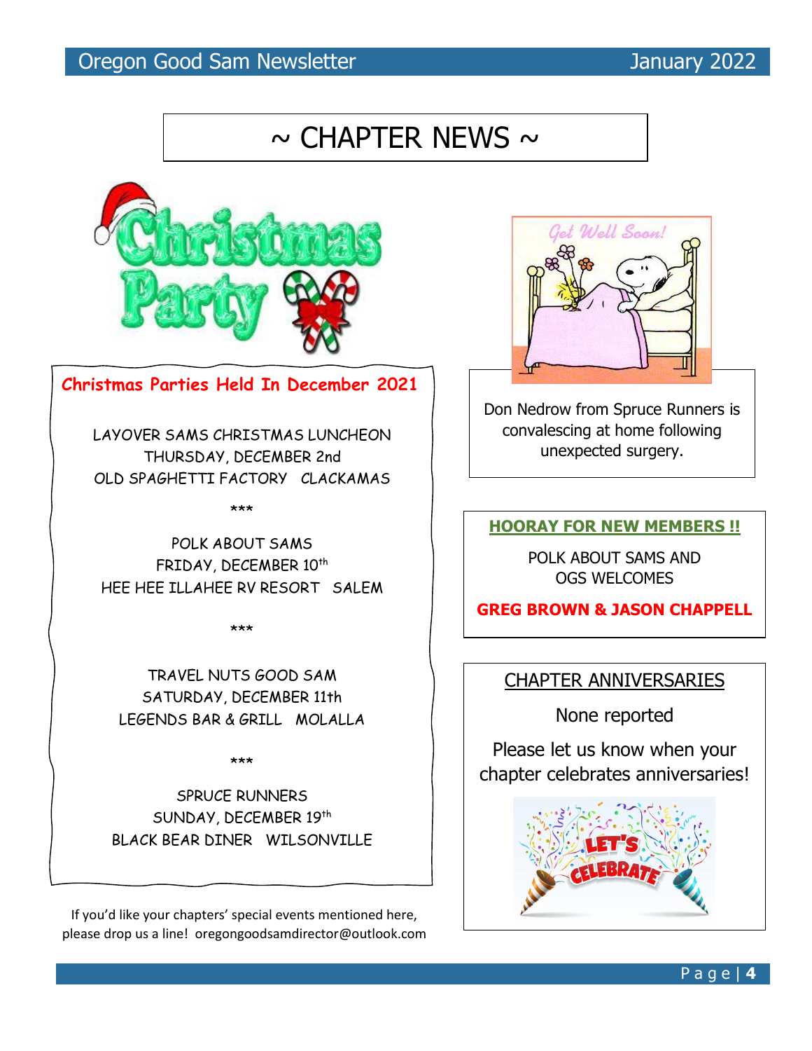# ~ CHAPTER NEWS ~

## Christmas Parties Held In December 2021

LAYOVER SAMS CHRISTMAS LUNCHEON
THURSDAY, DECEMBER 2nd
OLD SPAGHETTI FACTORY   CLACKAMAS

***

POLK ABOUT SAMS
FRIDAY, DECEMBER 10th
HEE HEE ILLAHEE RV RESORT   SALEM

***

TRAVEL NUTS GOOD SAM
SATURDAY, DECEMBER 11th
LEGENDS BAR & GRILL   MOLALLA

***

SPRUCE RUNNERS
SUNDAY, DECEMBER 19th
BLACK BEAR DINER   WILSONVILLE

If you'd like your chapters' special events mentioned here, please drop us a line!  oregongoodsamdirector@outlook.com

Don Nedrow from Spruce Runners is convalescing at home following unexpected surgery.

**HOORAY FOR NEW MEMBERS !!**

POLK ABOUT SAMS AND
OGS WELCOMES

**GREG BROWN & JASON CHAPPELL**

## CHAPTER ANNIVERSARIES

None reported

Please let us know when your chapter celebrates anniversaries!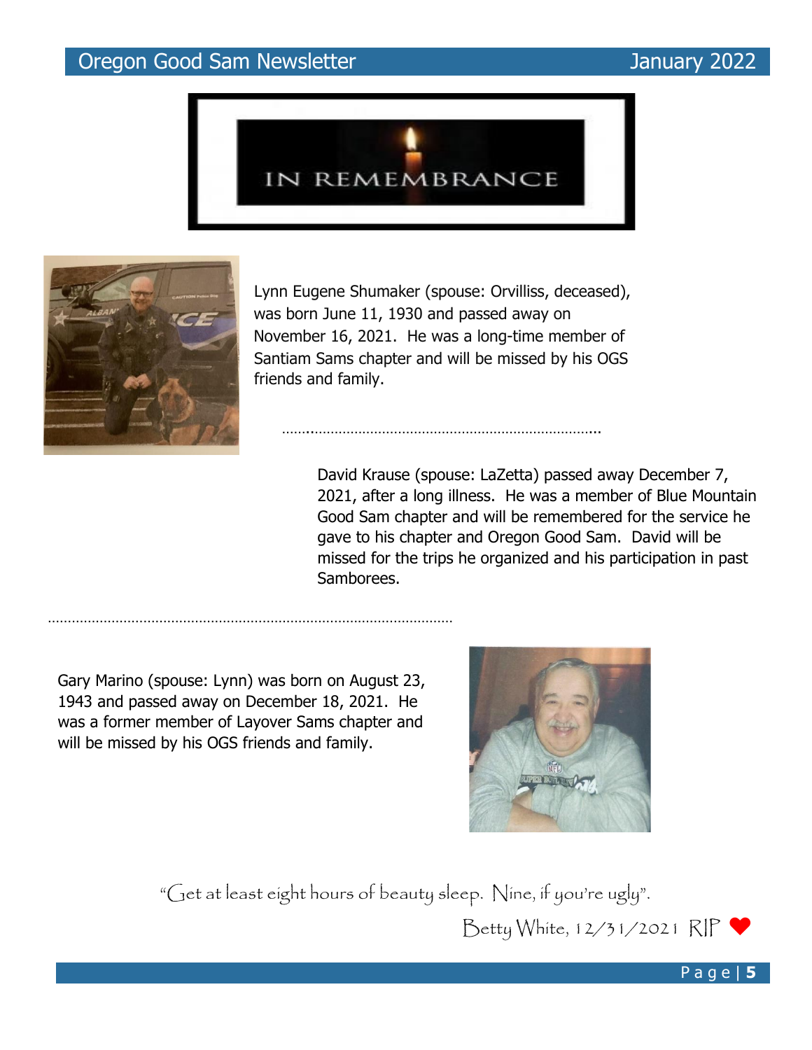# IN REMEMBRANCE

Lynn Eugene Shumaker (spouse: Orvilliss, deceased), was born June 11, 1930 and passed away on November 16, 2021. He was a long-time member of Santiam Sams chapter and will be missed by his OGS friends and family.

David Krause (spouse: LaZetta) passed away December 7, 2021, after a long illness. He was a member of Blue Mountain Good Sam chapter and will be remembered for the service he gave to his chapter and Oregon Good Sam. David will be missed for the trips he organized and his participation in past Samborees.

Gary Marino (spouse: Lynn) was born on August 23, 1943 and passed away on December 18, 2021. He was a former member of Layover Sams chapter and will be missed by his OGS friends and family.

*"Get at least eight hours of beauty sleep. Nine, if you're ugly".*

*Betty White, 12/31/2021 RIP ❤*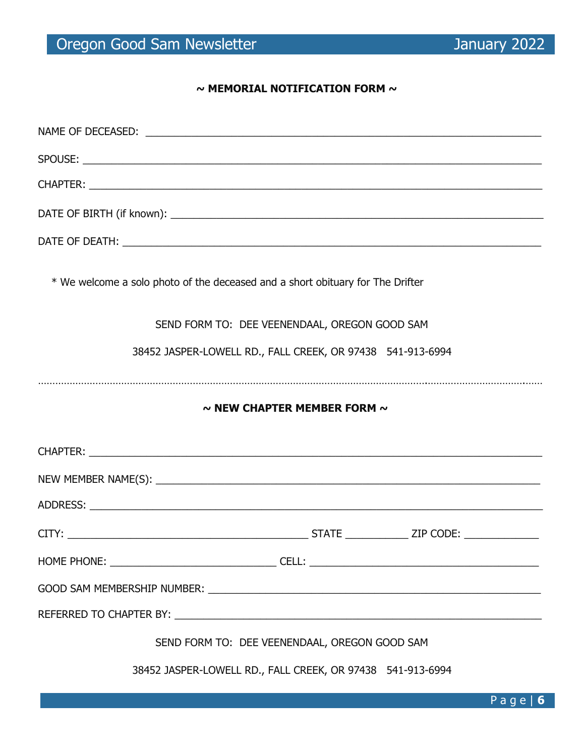**~ MEMORIAL NOTIFICATION FORM ~**

NAME OF DECEASED: ______________________________________________________________________

SPOUSE: ______________________________________________________________________________

CHAPTER: _____________________________________________________________________________

DATE OF BIRTH (if known): _______________________________________________________________

DATE OF DEATH: _______________________________________________________________________

\* We welcome a solo photo of the deceased and a short obituary for The Drifter

SEND FORM TO: DEE VEENENDAAL, OREGON GOOD SAM

38452 JASPER-LOWELL RD., FALL CREEK, OR 97438 541-913-6994

---

**~ NEW CHAPTER MEMBER FORM ~**

CHAPTER: _____________________________________________________________________________

NEW MEMBER NAME(S): __________________________________________________________________

ADDRESS: _____________________________________________________________________________

CITY: ____________________________________ STATE __________ ZIP CODE: ____________

HOME PHONE: ___________________________ CELL: _______________________________________

GOOD SAM MEMBERSHIP NUMBER: ___________________________________________________________

REFERRED TO CHAPTER BY: _______________________________________________________________

SEND FORM TO: DEE VEENENDAAL, OREGON GOOD SAM

38452 JASPER-LOWELL RD., FALL CREEK, OR 97438 541-913-6994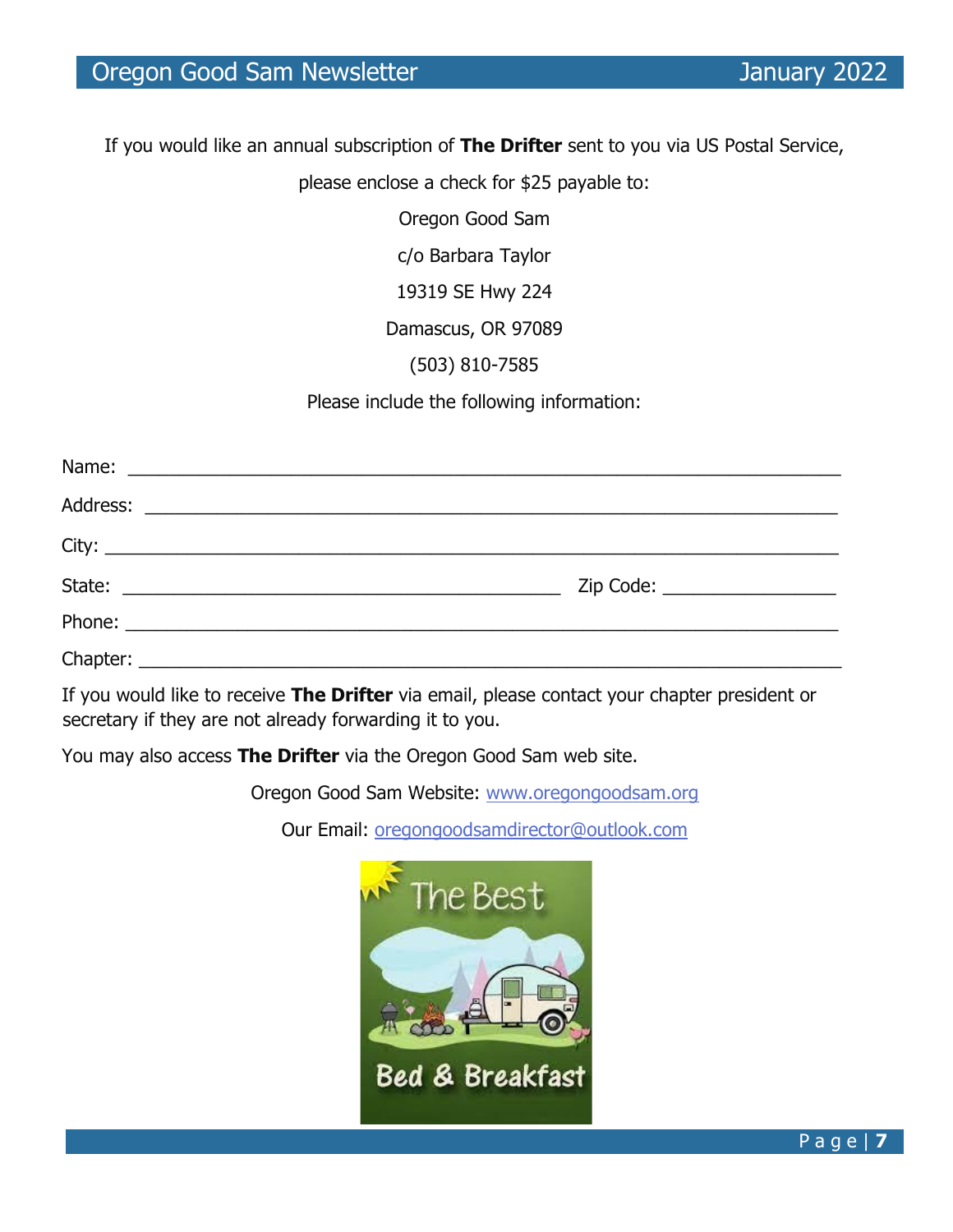If you would like an annual subscription of **The Drifter** sent to you via US Postal Service,

please enclose a check for $25 payable to:

Oregon Good Sam

c/o Barbara Taylor

19319 SE Hwy 224

Damascus, OR 97089

(503) 810-7585

Please include the following information:

Name: ______________________________________________________________

Address: ____________________________________________________________

City: ________________________________________________________________

State: ______________________________________ Zip Code: ________________

Phone: ______________________________________________________________

Chapter: _____________________________________________________________

If you would like to receive **The Drifter** via email, please contact your chapter president or secretary if they are not already forwarding it to you.

You may also access **The Drifter** via the Oregon Good Sam web site.

Oregon Good Sam Website: www.oregongoodsam.org

Our Email: oregongoodsamdirector@outlook.com

The Best Bed & Breakfast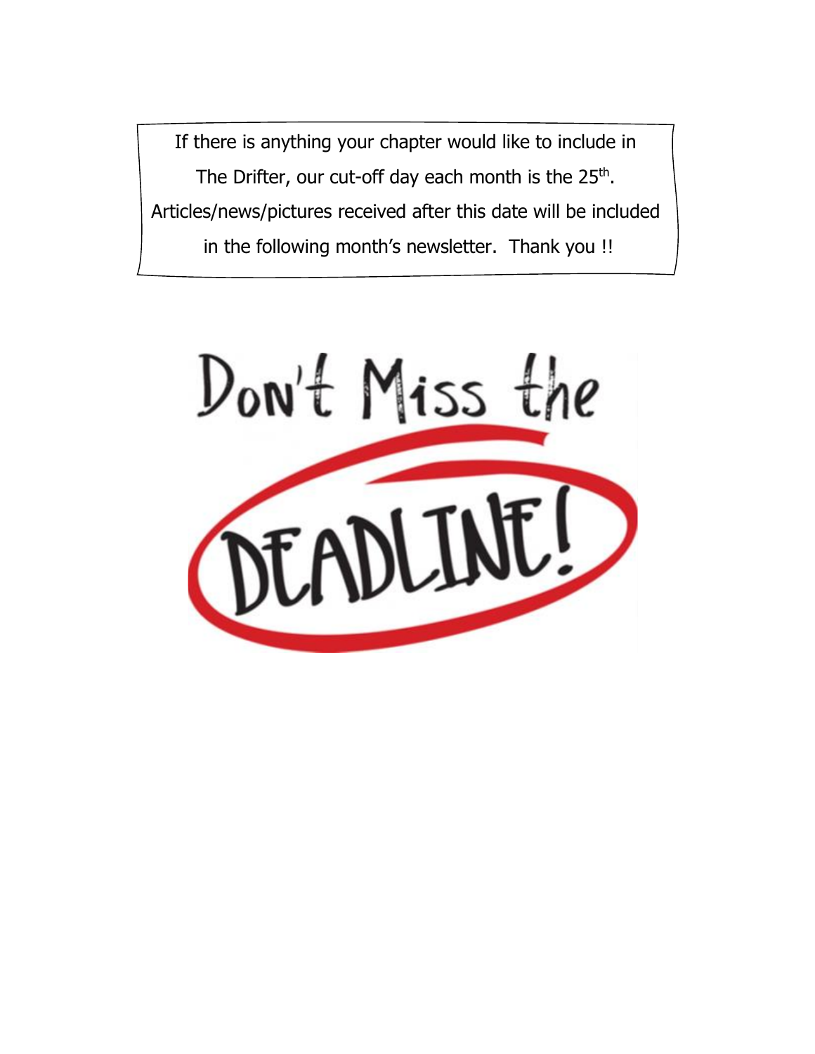If there is anything your chapter would like to include in The Drifter, our cut-off day each month is the 25th. Articles/news/pictures received after this date will be included in the following month's newsletter. Thank you !!

Don't Miss the

DEADLINE!